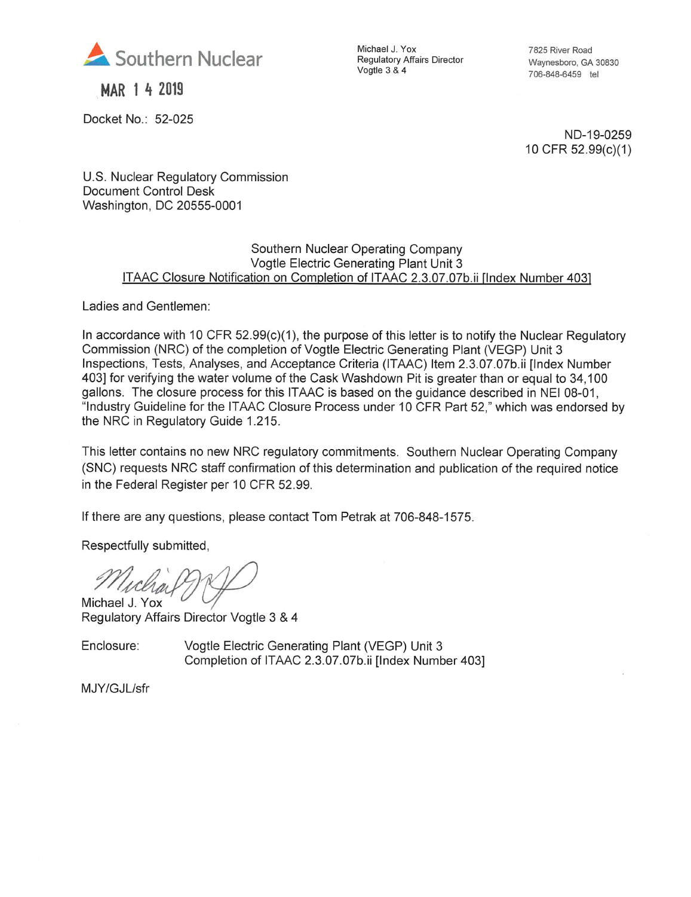Southern Nuclear

MAR 1 4 2019

Michael J. Yox
Regulatory Affairs Director
Vogtle 3 & 4

7825 River Road
Waynesboro, GA 30830
706-848-6459 tel

Docket No.: 52-025

ND-19-0259
10 CFR 52.99(c)(1)

U.S. Nuclear Regulatory Commission
Document Control Desk
Washington, DC 20555-0001

Southern Nuclear Operating Company
Vogtle Electric Generating Plant Unit 3
ITAAC Closure Notification on Completion of ITAAC 2.3.07.07b.ii [Index Number 403]

Ladies and Gentlemen:

In accordance with 10 CFR 52.99(c)(1), the purpose of this letter is to notify the Nuclear Regulatory Commission (NRC) of the completion of Vogtle Electric Generating Plant (VEGP) Unit 3 Inspections, Tests, Analyses, and Acceptance Criteria (ITAAC) Item 2.3.07.07b.ii [Index Number 403] for verifying the water volume of the Cask Washdown Pit is greater than or equal to 34,100 gallons. The closure process for this ITAAC is based on the guidance described in NEI 08-01, "Industry Guideline for the ITAAC Closure Process under 10 CFR Part 52," which was endorsed by the NRC in Regulatory Guide 1.215.

This letter contains no new NRC regulatory commitments. Southern Nuclear Operating Company (SNC) requests NRC staff confirmation of this determination and publication of the required notice in the Federal Register per 10 CFR 52.99.

If there are any questions, please contact Tom Petrak at 706-848-1575.

Respectfully submitted,

Michael J. Yox
Regulatory Affairs Director Vogtle 3 & 4

Enclosure: Vogtle Electric Generating Plant (VEGP) Unit 3
Completion of ITAAC 2.3.07.07b.ii [Index Number 403]

MJY/GJL/sfr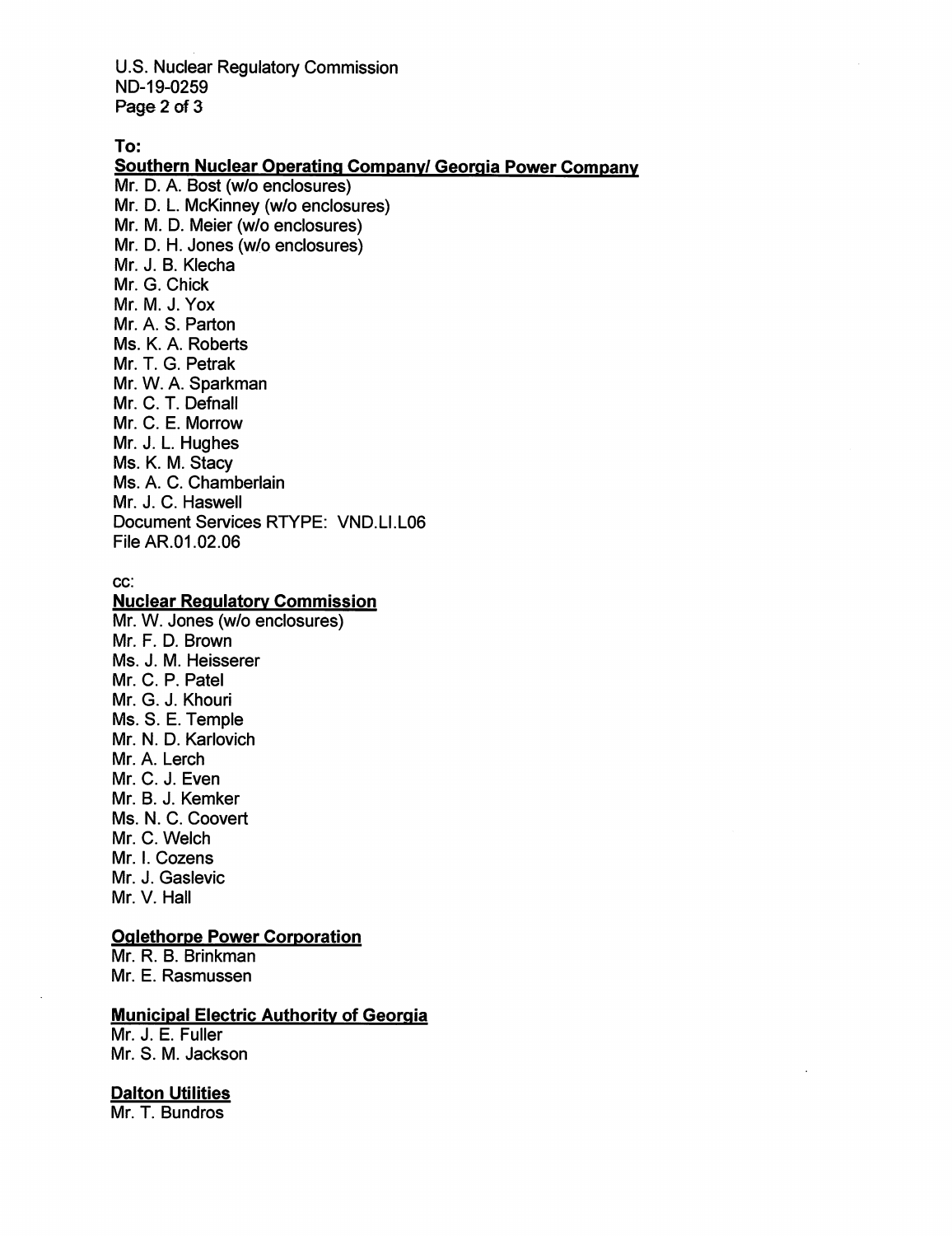**To:**

**Southern Nuclear Operating Company/ Georgia Power Company**

Mr. D. A. Bost (w/o enclosures)
Mr. D. L. McKinney (w/o enclosures)
Mr. M. D. Meier (w/o enclosures)
Mr. D. H. Jones (w/o enclosures)
Mr. J. B. Klecha
Mr. G. Chick
Mr. M. J. Yox
Mr. A. S. Parton
Ms. K. A. Roberts
Mr. T. G. Petrak
Mr. W. A. Sparkman
Mr. C. T. Defnall
Mr. C. E. Morrow
Mr. J. L. Hughes
Ms. K. M. Stacy
Ms. A. C. Chamberlain
Mr. J. C. Haswell
Document Services RTYPE: VND.LI.L06
File AR.01.02.06

cc:

**Nuclear Regulatory Commission**

Mr. W. Jones (w/o enclosures)
Mr. F. D. Brown
Ms. J. M. Heisserer
Mr. C. P. Patel
Mr. G. J. Khouri
Ms. S. E. Temple
Mr. N. D. Karlovich
Mr. A. Lerch
Mr. C. J. Even
Mr. B. J. Kemker
Ms. N. C. Coovert
Mr. C. Welch
Mr. I. Cozens
Mr. J. Gaslevic
Mr. V. Hall

**Oglethorpe Power Corporation**

Mr. R. B. Brinkman
Mr. E. Rasmussen

**Municipal Electric Authority of Georgia**

Mr. J. E. Fuller
Mr. S. M. Jackson

**Dalton Utilities**

Mr. T. Bundros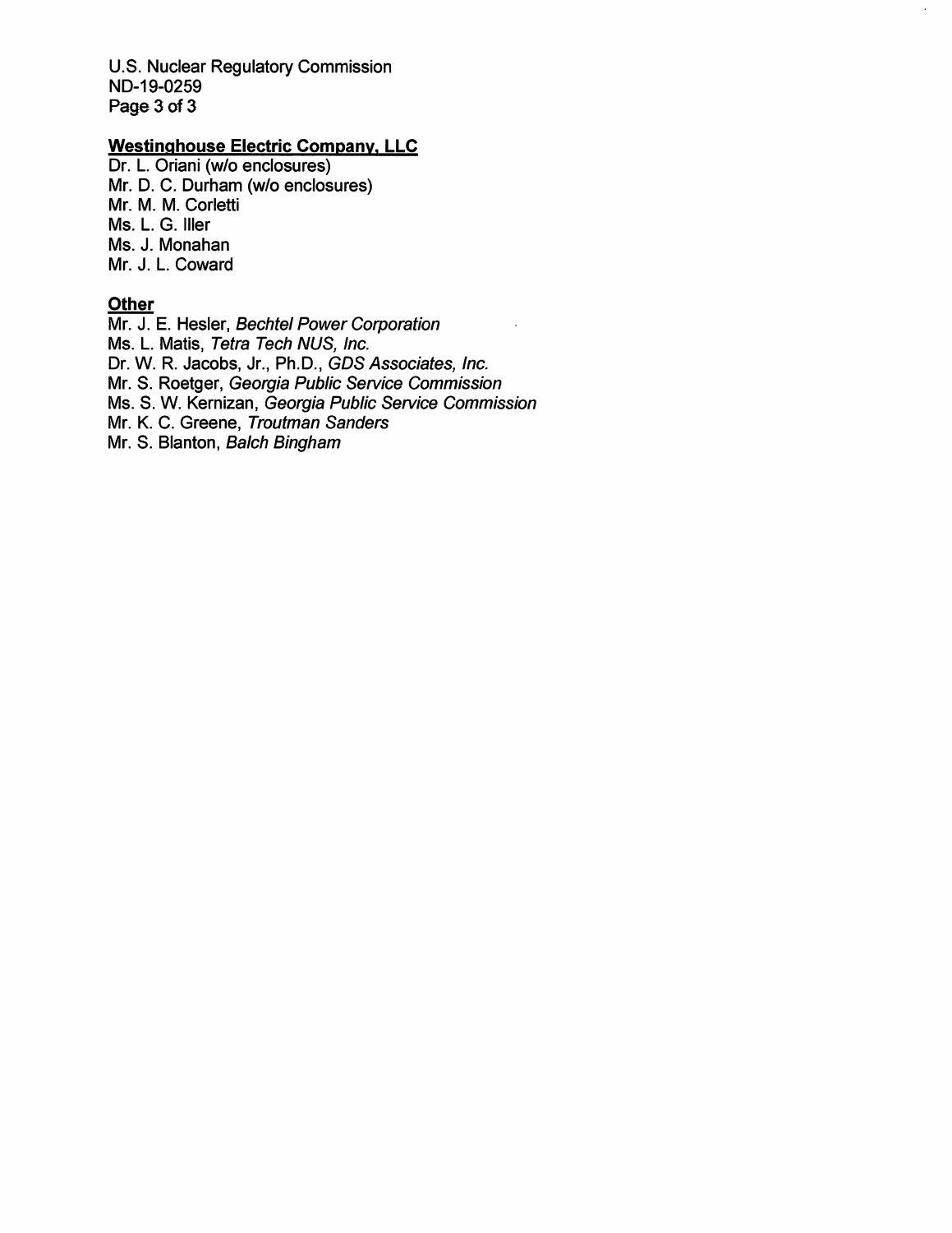**Westinghouse Electric Company, LLC**

Dr. L. Oriani (w/o enclosures)
Mr. D. C. Durham (w/o enclosures)
Mr. M. M. Corletti
Ms. L. G. Iller
Ms. J. Monahan
Mr. J. L. Coward

**Other**

Mr. J. E. Hesler, *Bechtel Power Corporation*
Ms. L. Matis, *Tetra Tech NUS, Inc.*
Dr. W. R. Jacobs, Jr., Ph.D., *GDS Associates, Inc.*
Mr. S. Roetger, *Georgia Public Service Commission*
Ms. S. W. Kernizan, *Georgia Public Service Commission*
Mr. K. C. Greene, *Troutman Sanders*
Mr. S. Blanton, *Balch Bingham*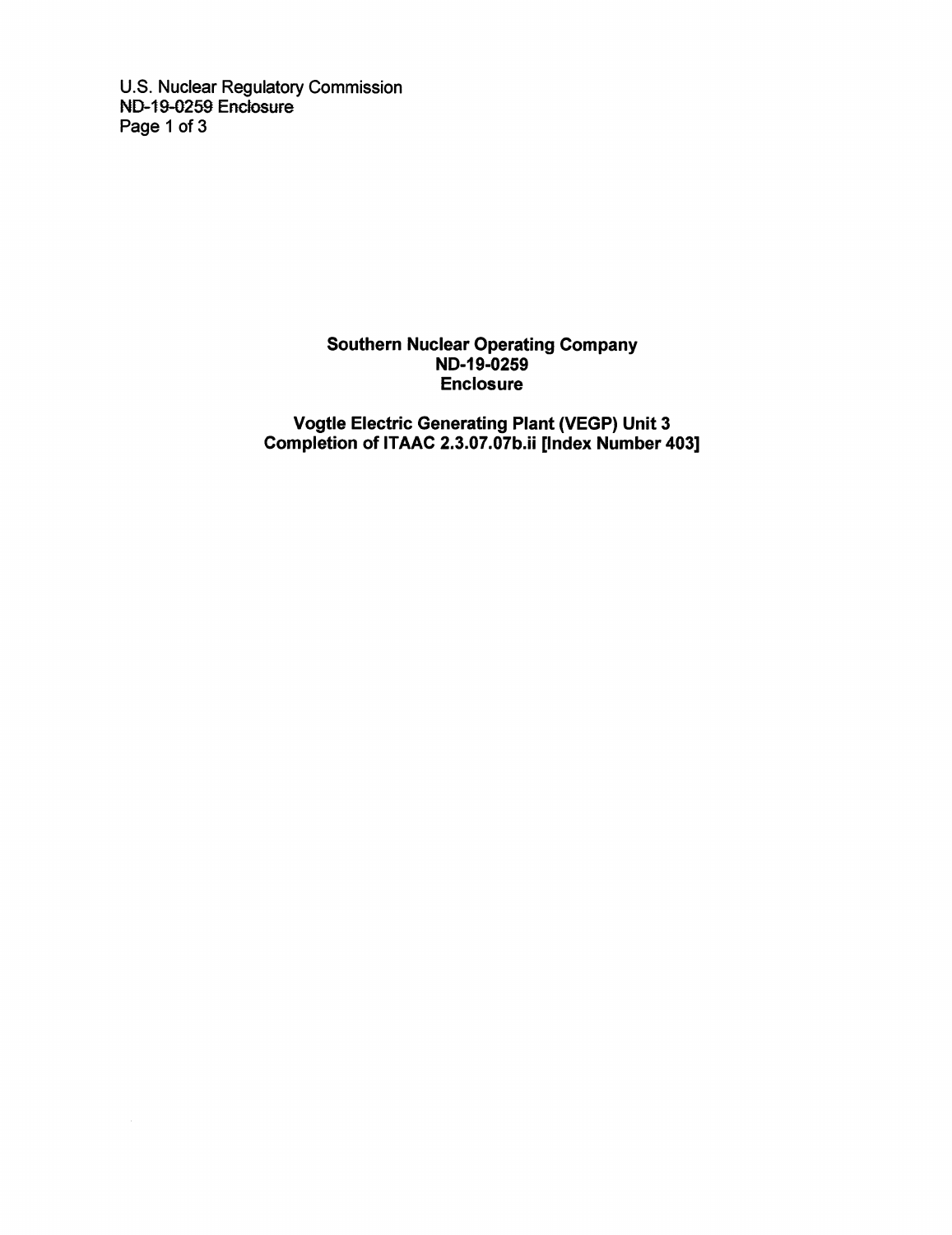**Southern Nuclear Operating Company**
**ND-19-0259**
**Enclosure**

**Vogtle Electric Generating Plant (VEGP) Unit 3**
**Completion of ITAAC 2.3.07.07b.ii [Index Number 403]**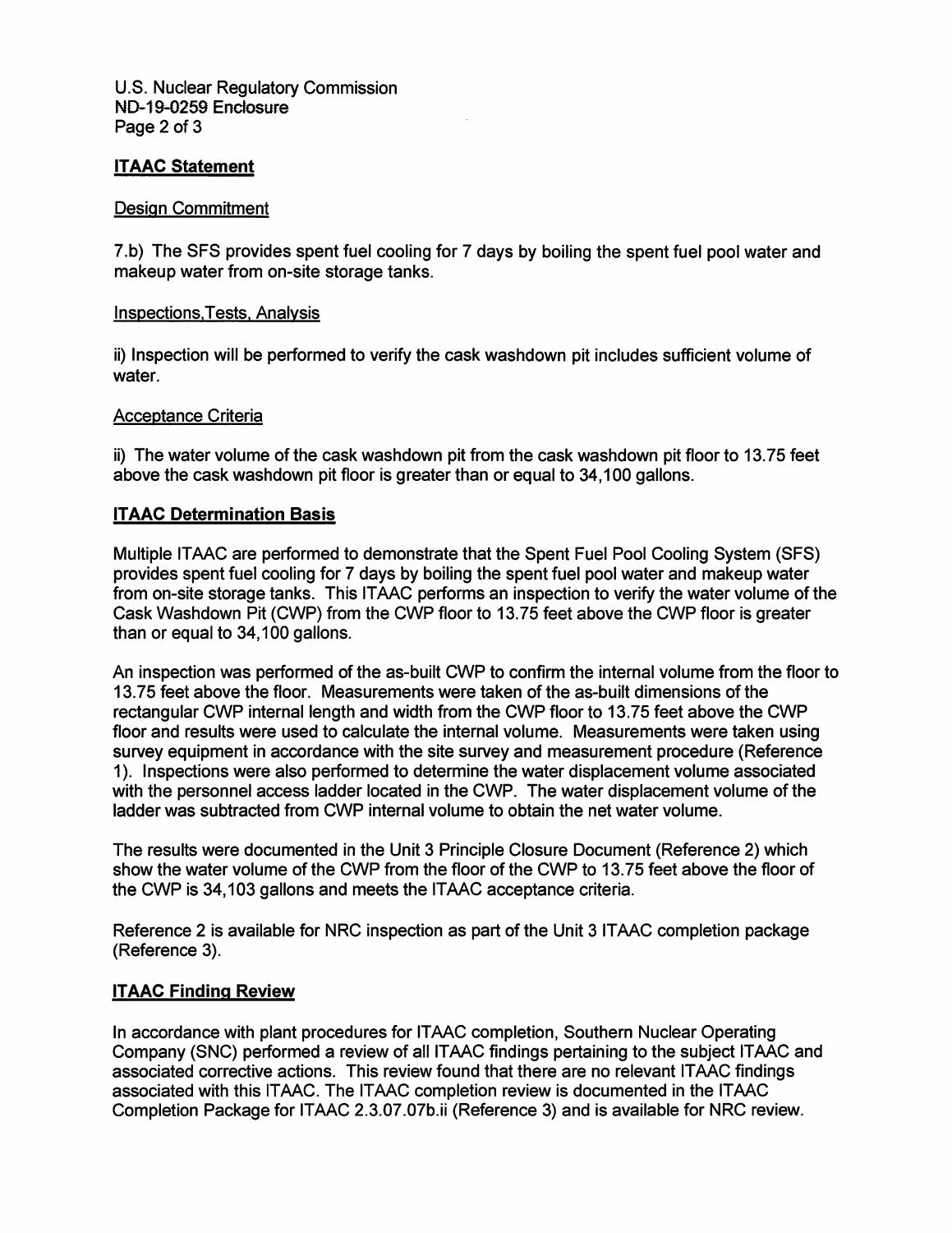## ITAAC Statement

### Design Commitment

7.b) The SFS provides spent fuel cooling for 7 days by boiling the spent fuel pool water and makeup water from on-site storage tanks.

### Inspections,Tests, Analysis

ii) Inspection will be performed to verify the cask washdown pit includes sufficient volume of water.

### Acceptance Criteria

ii) The water volume of the cask washdown pit from the cask washdown pit floor to 13.75 feet above the cask washdown pit floor is greater than or equal to 34,100 gallons.

## ITAAC Determination Basis

Multiple ITAAC are performed to demonstrate that the Spent Fuel Pool Cooling System (SFS) provides spent fuel cooling for 7 days by boiling the spent fuel pool water and makeup water from on-site storage tanks. This ITAAC performs an inspection to verify the water volume of the Cask Washdown Pit (CWP) from the CWP floor to 13.75 feet above the CWP floor is greater than or equal to 34,100 gallons.

An inspection was performed of the as-built CWP to confirm the internal volume from the floor to 13.75 feet above the floor. Measurements were taken of the as-built dimensions of the rectangular CWP internal length and width from the CWP floor to 13.75 feet above the CWP floor and results were used to calculate the internal volume. Measurements were taken using survey equipment in accordance with the site survey and measurement procedure (Reference 1). Inspections were also performed to determine the water displacement volume associated with the personnel access ladder located in the CWP. The water displacement volume of the ladder was subtracted from CWP internal volume to obtain the net water volume.

The results were documented in the Unit 3 Principle Closure Document (Reference 2) which show the water volume of the CWP from the floor of the CWP to 13.75 feet above the floor of the CWP is 34,103 gallons and meets the ITAAC acceptance criteria.

Reference 2 is available for NRC inspection as part of the Unit 3 ITAAC completion package (Reference 3).

## ITAAC Finding Review

In accordance with plant procedures for ITAAC completion, Southern Nuclear Operating Company (SNC) performed a review of all ITAAC findings pertaining to the subject ITAAC and associated corrective actions. This review found that there are no relevant ITAAC findings associated with this ITAAC. The ITAAC completion review is documented in the ITAAC Completion Package for ITAAC 2.3.07.07b.ii (Reference 3) and is available for NRC review.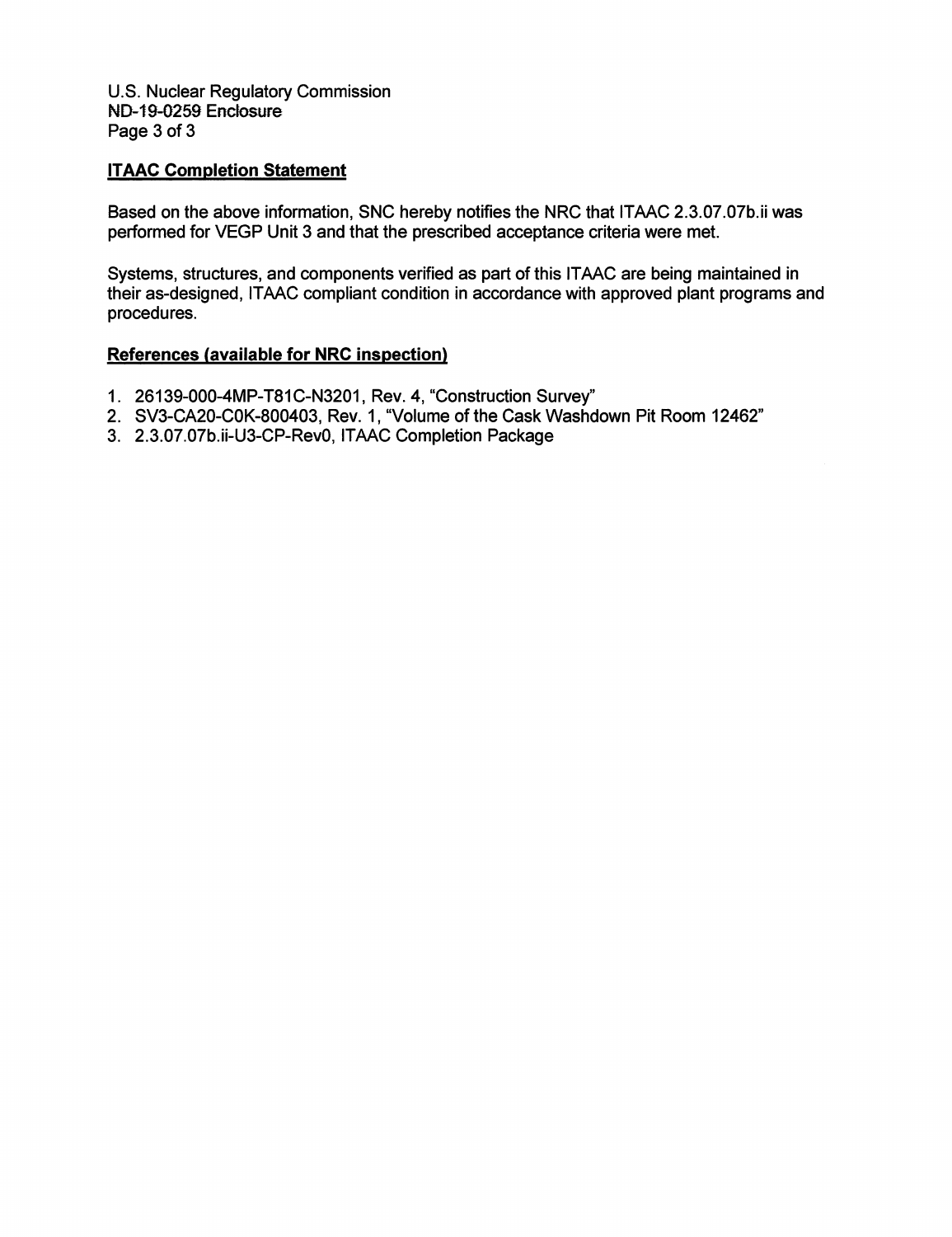**ITAAC Completion Statement**

Based on the above information, SNC hereby notifies the NRC that ITAAC 2.3.07.07b.ii was performed for VEGP Unit 3 and that the prescribed acceptance criteria were met.

Systems, structures, and components verified as part of this ITAAC are being maintained in their as-designed, ITAAC compliant condition in accordance with approved plant programs and procedures.

**References (available for NRC inspection)**

1. 26139-000-4MP-T81C-N3201, Rev. 4, "Construction Survey"
2. SV3-CA20-C0K-800403, Rev. 1, "Volume of the Cask Washdown Pit Room 12462"
3. 2.3.07.07b.ii-U3-CP-Rev0, ITAAC Completion Package